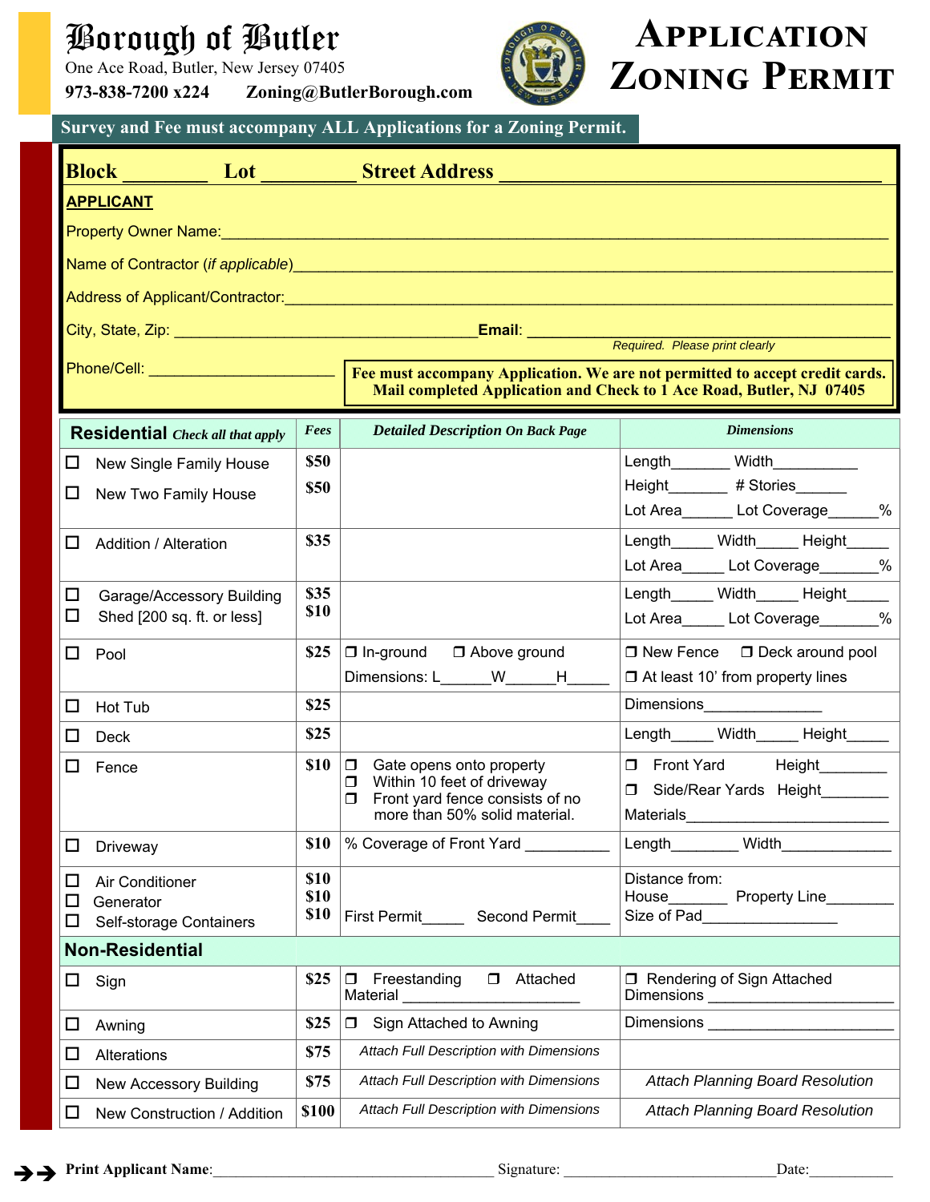# Borough of Butler

One Ace Road, Butler, New Jersey 07405

**973-838-7200 x224** **Zoning@ButlerBorough.com**

# APPLICATION ZONING PERMIT

**Survey and Fee must accompany ALL Applications for a Zoning Permit.**

**Block** ________ **Lot** ________ **Street Address** ________________________________

**APPLICANT**

Property Owner Name:________________________________________________________________

Name of Contractor (*if applicable*)____________________________________________________

Address of Applicant/Contractor:_______________________________________________________

City, State, Zip: ______________________________**Email**: ____________________________
*Required. Please print clearly*

Phone/Cell: ______________________

**Fee must accompany Application. We are not permitted to accept credit cards. Mail completed Application and Check to 1 Ace Road, Butler, NJ 07405**

| **Residential** *Check all that apply* | *Fees* | *Detailed Description On Back Page* | *Dimensions* |
|---|---|---|---|
| ☐ New Single Family House<br>☐ New Two Family House | $50<br>$50 | | Length_______ Width__________<br>Height_______ # Stories______<br>Lot Area______ Lot Coverage______% |
| ☐ Addition / Alteration | $35 | | Length_____ Width_____ Height_____<br>Lot Area_____ Lot Coverage_______% |
| ☐ Garage/Accessory Building<br>☐ Shed [200 sq. ft. or less] | $35<br>$10 | | Length_____ Width_____ Height_____<br>Lot Area_____ Lot Coverage_______% |
| ☐ Pool | $25 | ❒ In-ground ❒ Above ground<br>Dimensions: L______W______H_____ | ❒ New Fence ❒ Deck around pool<br>❒ At least 10' from property lines |
| ☐ Hot Tub | $25 | | Dimensions______________ |
| ☐ Deck | $25 | | Length_____ Width_____ Height_____ |
| ☐ Fence | $10 | ❒ Gate opens onto property<br>❒ Within 10 feet of driveway<br>❒ Front yard fence consists of no more than 50% solid material. | ❒ Front Yard Height________<br>❒ Side/Rear Yards Height________<br>Materials________________________ |
| ☐ Driveway | $10 | % Coverage of Front Yard __________ | Length________ Width_____________ |
| ☐ Air Conditioner<br>☐ Generator<br>☐ Self-storage Containers | $10<br>$10<br>$10 | First Permit_____ Second Permit____ | Distance from:<br>House_______ Property Line________<br>Size of Pad________________ |
| **Non-Residential** | | | |
| ☐ Sign | $25 | ❒ Freestanding ❒ Attached<br>Material _____________________ | ❒ Rendering of Sign Attached<br>Dimensions ____________________ |
| ☐ Awning | $25 | ❒ Sign Attached to Awning | Dimensions ____________________ |
| ☐ Alterations | $75 | *Attach Full Description with Dimensions* | |
| ☐ New Accessory Building | $75 | *Attach Full Description with Dimensions* | *Attach Planning Board Resolution* |
| ☐ New Construction / Addition | $100 | *Attach Full Description with Dimensions* | *Attach Planning Board Resolution* |

**Print Applicant Name**:__________________________ Signature: ________________________ Date:__________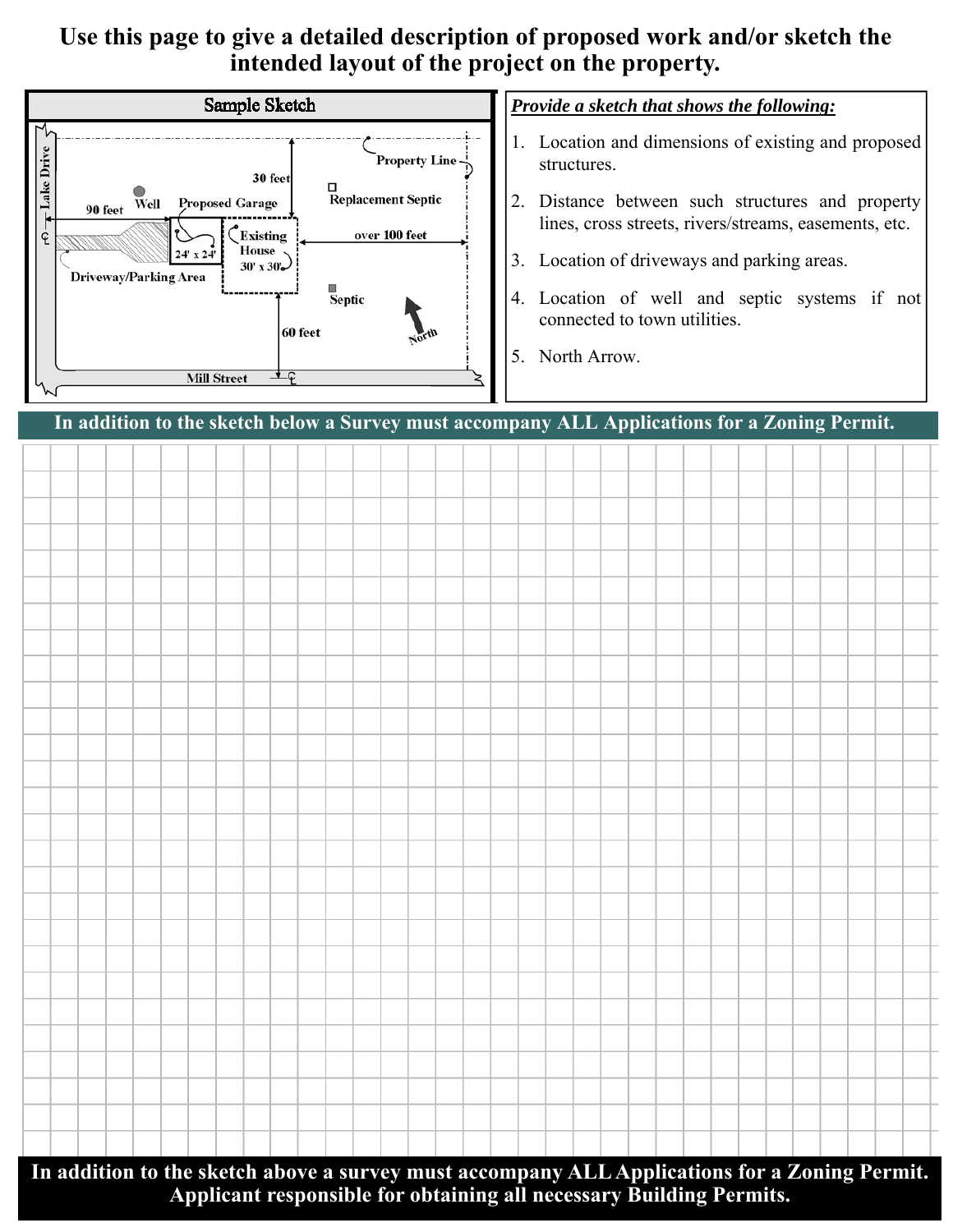# Use this page to give a detailed description of proposed work and/or sketch the intended layout of the project on the property.

**Sample Sketch**

Lake Drive

Property Line

30 feet

90 feet

Well

Proposed Garage

Replacement Septic

24' x 24'

Existing House 30' x 30'

over 100 feet

Driveway/Parking Area

Septic

60 feet

North

Mill Street

***Provide a sketch that shows the following:***

1. Location and dimensions of existing and proposed structures.
2. Distance between such structures and property lines, cross streets, rivers/streams, easements, etc.
3. Location of driveways and parking areas.
4. Location of well and septic systems if not connected to town utilities.
5. North Arrow.

**In addition to the sketch below a Survey must accompany ALL Applications for a Zoning Permit.**

**In addition to the sketch above a survey must accompany ALL Applications for a Zoning Permit. Applicant responsible for obtaining all necessary Building Permits.**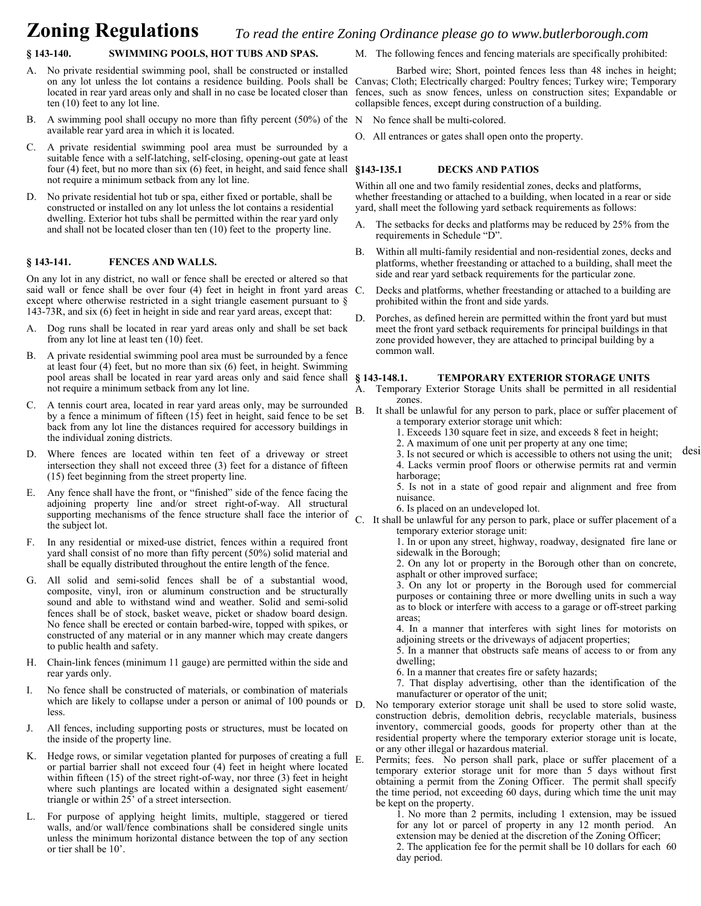# Zoning Regulations *To read the entire Zoning Ordinance please go to www.butlerborough.com*

### § 143-140. SWIMMING POOLS, HOT TUBS AND SPAS.

A. No private residential swimming pool, shall be constructed or installed on any lot unless the lot contains a residence building. Pools shall be located in rear yard areas only and shall in no case be located closer than ten (10) feet to any lot line.

B. A swimming pool shall occupy no more than fifty percent (50%) of the available rear yard area in which it is located.

C. A private residential swimming pool area must be surrounded by a suitable fence with a self-latching, self-closing, opening-out gate at least four (4) feet, but no more than six (6) feet, in height, and said fence shall not require a minimum setback from any lot line.

D. No private residential hot tub or spa, either fixed or portable, shall be constructed or installed on any lot unless the lot contains a residential dwelling. Exterior hot tubs shall be permitted within the rear yard only and shall not be located closer than ten (10) feet to the property line.

### § 143-141. FENCES AND WALLS.

On any lot in any district, no wall or fence shall be erected or altered so that said wall or fence shall be over four (4) feet in height in front yard areas except where otherwise restricted in a sight triangle easement pursuant to § 143-73R, and six (6) feet in height in side and rear yard areas, except that:

A. Dog runs shall be located in rear yard areas only and shall be set back from any lot line at least ten (10) feet.

B. A private residential swimming pool area must be surrounded by a fence at least four (4) feet, but no more than six (6) feet, in height. Swimming pool areas shall be located in rear yard areas only and said fence shall not require a minimum setback from any lot line.

C. A tennis court area, located in rear yard areas only, may be surrounded by a fence a minimum of fifteen (15) feet in height, said fence to be set back from any lot line the distances required for accessory buildings in the individual zoning districts.

D. Where fences are located within ten feet of a driveway or street intersection they shall not exceed three (3) feet for a distance of fifteen (15) feet beginning from the street property line.

E. Any fence shall have the front, or "finished" side of the fence facing the adjoining property line and/or street right-of-way. All structural supporting mechanisms of the fence structure shall face the interior of the subject lot.

F. In any residential or mixed-use district, fences within a required front yard shall consist of no more than fifty percent (50%) solid material and shall be equally distributed throughout the entire length of the fence.

G. All solid and semi-solid fences shall be of a substantial wood, composite, vinyl, iron or aluminum construction and be structurally sound and able to withstand wind and weather. Solid and semi-solid fences shall be of stock, basket weave, picket or shadow board design. No fence shall be erected or contain barbed-wire, topped with spikes, or constructed of any material or in any manner which may create dangers to public health and safety.

H. Chain-link fences (minimum 11 gauge) are permitted within the side and rear yards only.

I. No fence shall be constructed of materials, or combination of materials which are likely to collapse under a person or animal of 100 pounds or less.

J. All fences, including supporting posts or structures, must be located on the inside of the property line.

K. Hedge rows, or similar vegetation planted for purposes of creating a full or partial barrier shall not exceed four (4) feet in height where located within fifteen (15) of the street right-of-way, nor three (3) feet in height where such plantings are located within a designated sight easement/ triangle or within 25' of a street intersection.

L. For purpose of applying height limits, multiple, staggered or tiered walls, and/or wall/fence combinations shall be considered single units unless the minimum horizontal distance between the top of any section or tier shall be 10'.

M. The following fences and fencing materials are specifically prohibited:

Barbed wire; Short, pointed fences less than 48 inches in height; Canvas; Cloth; Electrically charged: Poultry fences; Turkey wire; Temporary fences, such as snow fences, unless on construction sites; Expandable or collapsible fences, except during construction of a building.

N No fence shall be multi-colored.

O. All entrances or gates shall open onto the property.

### §143-135.1 DECKS AND PATIOS

Within all one and two family residential zones, decks and platforms, whether freestanding or attached to a building, when located in a rear or side yard, shall meet the following yard setback requirements as follows:

A. The setbacks for decks and platforms may be reduced by 25% from the requirements in Schedule "D".

B. Within all multi-family residential and non-residential zones, decks and platforms, whether freestanding or attached to a building, shall meet the side and rear yard setback requirements for the particular zone.

C. Decks and platforms, whether freestanding or attached to a building are prohibited within the front and side yards.

D. Porches, as defined herein are permitted within the front yard but must meet the front yard setback requirements for principal buildings in that zone provided however, they are attached to principal building by a common wall.

### § 143-148.1. TEMPORARY EXTERIOR STORAGE UNITS

A. Temporary Exterior Storage Units shall be permitted in all residential zones.

B. It shall be unlawful for any person to park, place or suffer placement of a temporary exterior storage unit which:

1. Exceeds 130 square feet in size, and exceeds 8 feet in height;
2. A maximum of one unit per property at any one time;
3. Is not secured or which is accessible to others not using the unit; desi
4. Lacks vermin proof floors or otherwise permits rat and vermin harborage;
5. Is not in a state of good repair and alignment and free from nuisance.
6. Is placed on an undeveloped lot.

C. It shall be unlawful for any person to park, place or suffer placement of a temporary exterior storage unit:

1. In or upon any street, highway, roadway, designated fire lane or sidewalk in the Borough;
2. On any lot or property in the Borough other than on concrete, asphalt or other improved surface;
3. On any lot or property in the Borough used for commercial purposes or containing three or more dwelling units in such a way as to block or interfere with access to a garage or off-street parking areas;
4. In a manner that interferes with sight lines for motorists on adjoining streets or the driveways of adjacent properties;
5. In a manner that obstructs safe means of access to or from any dwelling;
6. In a manner that creates fire or safety hazards;
7. That display advertising, other than the identification of the manufacturer or operator of the unit;

D. No temporary exterior storage unit shall be used to store solid waste, construction debris, demolition debris, recyclable materials, business inventory, commercial goods, goods for property other than at the residential property where the temporary exterior storage unit is locate, or any other illegal or hazardous material.

E. Permits; fees. No person shall park, place or suffer placement of a temporary exterior storage unit for more than 5 days without first obtaining a permit from the Zoning Officer. The permit shall specify the time period, not exceeding 60 days, during which time the unit may be kept on the property.

1. No more than 2 permits, including 1 extension, may be issued for any lot or parcel of property in any 12 month period. An extension may be denied at the discretion of the Zoning Officer;
2. The application fee for the permit shall be 10 dollars for each 60 day period.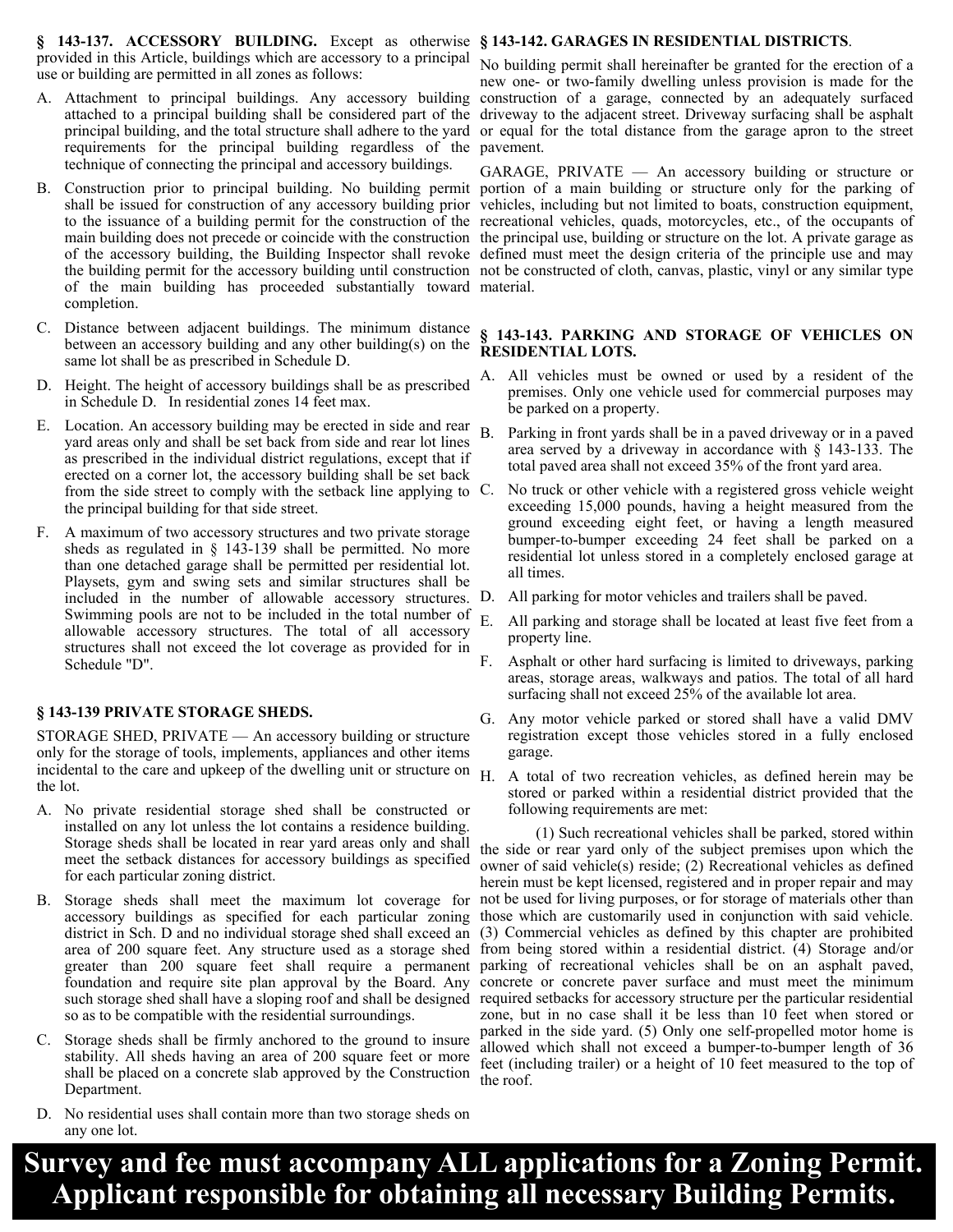**§ 143-137. ACCESSORY BUILDING.** Except as otherwise provided in this Article, buildings which are accessory to a principal use or building are permitted in all zones as follows:

A. Attachment to principal buildings. Any accessory building attached to a principal building shall be considered part of the principal building, and the total structure shall adhere to the yard requirements for the principal building regardless of the technique of connecting the principal and accessory buildings.

B. Construction prior to principal building. No building permit shall be issued for construction of any accessory building prior to the issuance of a building permit for the construction of the main building. If construction of the main building does not precede or coincide with the construction of the accessory building, the Building Inspector shall revoke the building permit for the accessory building until construction of the main building has proceeded substantially toward completion.

C. Distance between adjacent buildings. The minimum distance between an accessory building and any other building(s) on the same lot shall be as prescribed in Schedule D.

D. Height. The height of accessory buildings shall be as prescribed in Schedule D. In residential zones 14 feet max.

E. Location. An accessory building may be erected in side and rear yard areas only and shall be set back from side and rear lot lines as prescribed in the individual district regulations, except that if erected on a corner lot, the accessory building shall be set back from the side street to comply with the setback line applying to the principal building for that side street.

F. A maximum of two accessory structures and two private storage sheds as regulated in § 143-139 shall be permitted. No more than one detached garage shall be permitted per residential lot. Playsets, gym and swing sets and similar structures shall be included in the number of allowable accessory structures. Swimming pools are not to be included in the total number of allowable accessory structures. The total of all accessory structures shall not exceed the lot coverage as provided for in Schedule "D".

**§ 143-139 PRIVATE STORAGE SHEDS.**

STORAGE SHED, PRIVATE — An accessory building or structure only for the storage of tools, implements, appliances and other items incidental to the care and upkeep of the dwelling unit or structure on the lot.

A. No private residential storage shed shall be constructed or installed on any lot unless the lot contains a residence building. Storage sheds shall be located in rear yard areas only and shall meet the setback distances for accessory buildings as specified for each particular zoning district.

B. Storage sheds shall meet the maximum lot coverage for accessory buildings as specified for each particular zoning district in Sch. D and no individual storage shed shall exceed an area of 200 square feet. Any structure used as a storage shed greater than 200 square feet shall require a permanent foundation and require site plan approval by the Board. Any such storage shed shall have a sloping roof and shall be designed so as to be compatible with the residential surroundings.

C. Storage sheds shall be firmly anchored to the ground to insure stability. All sheds having an area of 200 square feet or more shall be placed on a concrete slab approved by the Construction Department.

D. No residential uses shall contain more than two storage sheds on any one lot.

**§ 143-142. GARAGES IN RESIDENTIAL DISTRICTS.**

No building permit shall hereinafter be granted for the erection of a new one- or two-family dwelling unless provision is made for the construction of a garage, connected by an adequately surfaced driveway to the adjacent street. Driveway surfacing shall be asphalt or equal for the total distance from the garage apron to the street pavement.

GARAGE, PRIVATE — An accessory building or structure or portion of a main building or structure only for the parking of vehicles, including but not limited to boats, construction equipment, recreational vehicles, quads, motorcycles, etc., of the occupants of the principal use, building or structure on the lot. A private garage as defined must meet the design criteria of the principle use and may not be constructed of cloth, canvas, plastic, vinyl or any similar type material.

**§ 143-143. PARKING AND STORAGE OF VEHICLES ON RESIDENTIAL LOTS.**

A. All vehicles must be owned or used by a resident of the premises. Only one vehicle used for commercial purposes may be parked on a property.

B. Parking in front yards shall be in a paved driveway or in a paved area served by a driveway in accordance with § 143-133. The total paved area shall not exceed 35% of the front yard area.

C. No truck or other vehicle with a registered gross vehicle weight exceeding 15,000 pounds, having a height measured from the ground exceeding eight feet, or having a length measured bumper-to-bumper exceeding 24 feet shall be parked on a residential lot unless stored in a completely enclosed garage at all times.

D. All parking for motor vehicles and trailers shall be paved.

E. All parking and storage shall be located at least five feet from a property line.

F. Asphalt or other hard surfacing is limited to driveways, parking areas, storage areas, walkways and patios. The total of all hard surfacing shall not exceed 25% of the available lot area.

G. Any motor vehicle parked or stored shall have a valid DMV registration except those vehicles stored in a fully enclosed garage.

H. A total of two recreation vehicles, as defined herein may be stored or parked within a residential district provided that the following requirements are met:

(1) Such recreational vehicles shall be parked, stored within the side or rear yard only of the subject premises upon which the owner of said vehicle(s) reside; (2) Recreational vehicles as defined herein must be kept licensed, registered and in proper repair and may not be used for living purposes, or for storage of materials other than those which are customarily used in conjunction with said vehicle. (3) Commercial vehicles as defined by this chapter are prohibited from being stored within a residential district. (4) Storage and/or parking of recreational vehicles shall be on an asphalt paved, concrete or concrete paver surface and must meet the minimum required setbacks for accessory structure per the particular residential zone, but in no case shall it be less than 10 feet when stored or parked in the side yard. (5) Only one self-propelled motor home is allowed which shall not exceed a bumper-to-bumper length of 36 feet (including trailer) or a height of 10 feet measured to the top of the roof.

**Survey and fee must accompany ALL applications for a Zoning Permit. Applicant responsible for obtaining all necessary Building Permits.**